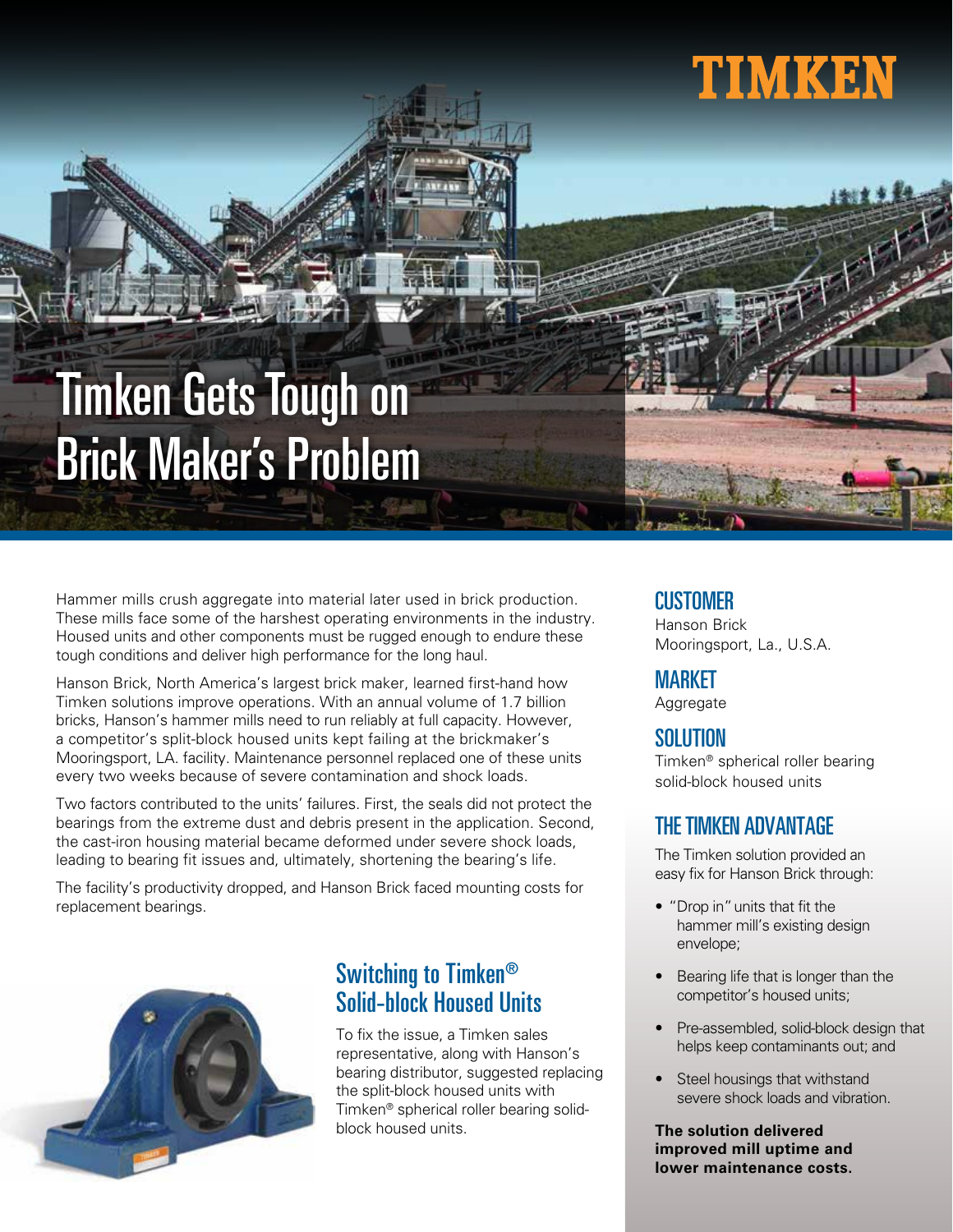# Timken Gets Tough on Brick Maker's Problem

Hammer mills crush aggregate into material later used in brick production. These mills face some of the harshest operating environments in the industry. Housed units and other components must be rugged enough to endure these tough conditions and deliver high performance for the long haul.

Hanson Brick, North America's largest brick maker, learned first-hand how Timken solutions improve operations. With an annual volume of 1.7 billion bricks, Hanson's hammer mills need to run reliably at full capacity. However, a competitor's split-block housed units kept failing at the brickmaker's Mooringsport, LA. facility. Maintenance personnel replaced one of these units every two weeks because of severe contamination and shock loads.

Two factors contributed to the units' failures. First, the seals did not protect the bearings from the extreme dust and debris present in the application. Second, the cast-iron housing material became deformed under severe shock loads, leading to bearing fit issues and, ultimately, shortening the bearing's life.

The facility's productivity dropped, and Hanson Brick faced mounting costs for replacement bearings.

## Switching to Timken® Solid-block Housed Units

To fix the issue, a Timken sales representative, along with Hanson's bearing distributor, suggested replacing the split-block housed units with Timken® spherical roller bearing solid-block housed units.

## CUSTOMER

Hanson Brick
Mooringsport, La., U.S.A.

## MARKET

Aggregate

## SOLUTION

Timken® spherical roller bearing solid-block housed units

## THE TIMKEN ADVANTAGE

The Timken solution provided an easy fix for Hanson Brick through:

- "Drop in" units that fit the hammer mill's existing design envelope;
- Bearing life that is longer than the competitor's housed units;
- Pre-assembled, solid-block design that helps keep contaminants out; and
- Steel housings that withstand severe shock loads and vibration.

**The solution delivered improved mill uptime and lower maintenance costs.**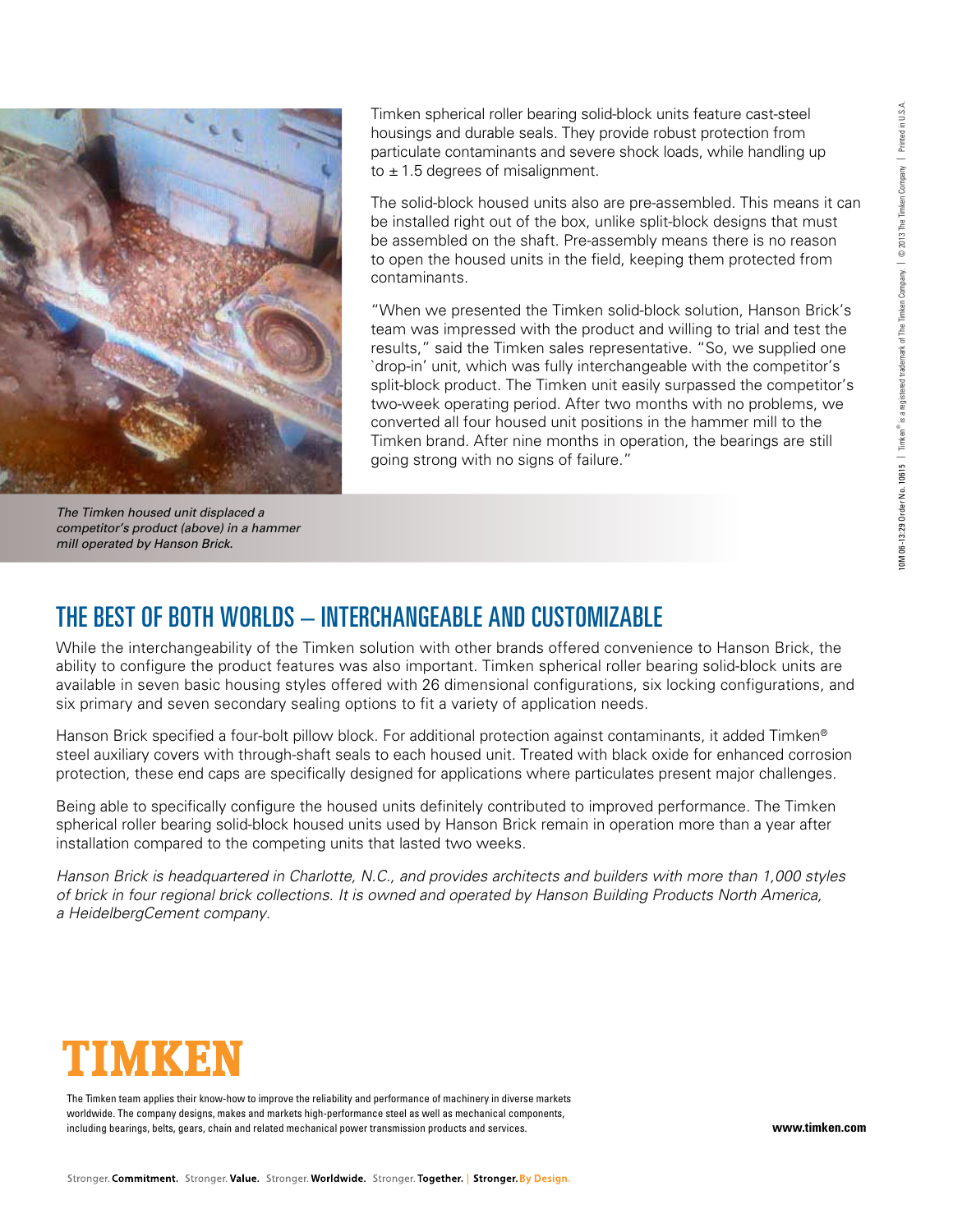Timken spherical roller bearing solid-block units feature cast-steel housings and durable seals. They provide robust protection from particulate contaminants and severe shock loads, while handling up to ± 1.5 degrees of misalignment.

The solid-block housed units also are pre-assembled. This means it can be installed right out of the box, unlike split-block designs that must be assembled on the shaft. Pre-assembly means there is no reason to open the housed units in the field, keeping them protected from contaminants.

"When we presented the Timken solid-block solution, Hanson Brick's team was impressed with the product and willing to trial and test the results," said the Timken sales representative. "So, we supplied one `drop-in' unit, which was fully interchangeable with the competitor's split-block product. The Timken unit easily surpassed the competitor's two-week operating period. After two months with no problems, we converted all four housed unit positions in the hammer mill to the Timken brand. After nine months in operation, the bearings are still going strong with no signs of failure."

*The Timken housed unit displaced a competitor's product (above) in a hammer mill operated by Hanson Brick.*

## THE BEST OF BOTH WORLDS – INTERCHANGEABLE AND CUSTOMIZABLE

While the interchangeability of the Timken solution with other brands offered convenience to Hanson Brick, the ability to configure the product features was also important. Timken spherical roller bearing solid-block units are available in seven basic housing styles offered with 26 dimensional configurations, six locking configurations, and six primary and seven secondary sealing options to fit a variety of application needs.

Hanson Brick specified a four-bolt pillow block. For additional protection against contaminants, it added Timken® steel auxiliary covers with through-shaft seals to each housed unit. Treated with black oxide for enhanced corrosion protection, these end caps are specifically designed for applications where particulates present major challenges.

Being able to specifically configure the housed units definitely contributed to improved performance. The Timken spherical roller bearing solid-block housed units used by Hanson Brick remain in operation more than a year after installation compared to the competing units that lasted two weeks.

*Hanson Brick is headquartered in Charlotte, N.C., and provides architects and builders with more than 1,000 styles of brick in four regional brick collections. It is owned and operated by Hanson Building Products North America, a HeidelbergCement company.*

**TIMKEN**

The Timken team applies their know-how to improve the reliability and performance of machinery in diverse markets worldwide. The company designs, makes and markets high-performance steel as well as mechanical components, including bearings, belts, gears, chain and related mechanical power transmission products and services.

**www.timken.com**

Stronger. **Commitment.** Stronger. **Value.** Stronger. **Worldwide.** Stronger. **Together.** | **Stronger. By Design.**

10M 06-13:29 Order No. 10615 | Timken® is a registered trademark of The Timken Company. | © 2013 The Timken Company | Printed in U.S.A.